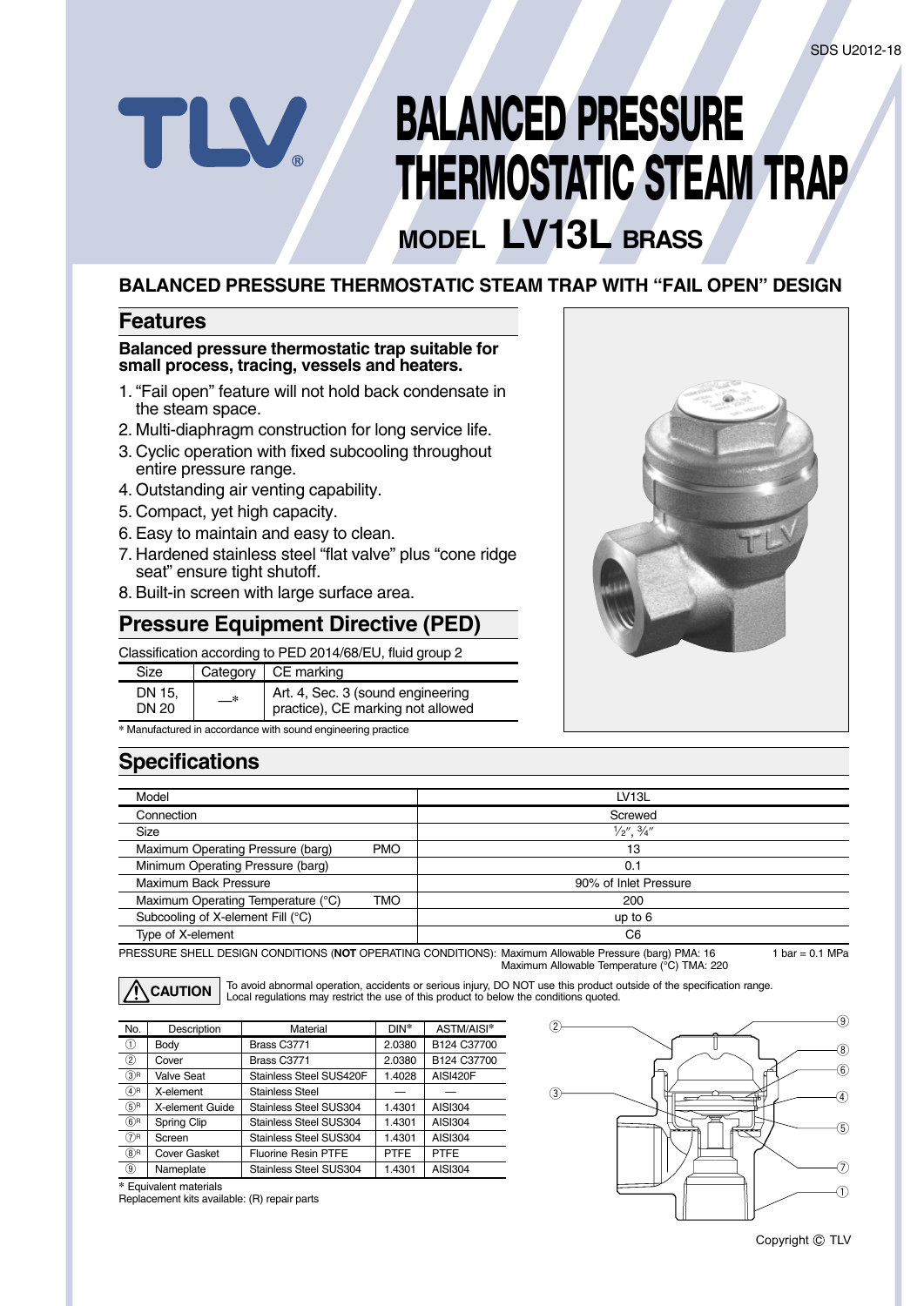SDS U2012-18

TLV®

# BALANCED PRESSURE THERMOSTATIC STEAM TRAP

## MODEL LV13L BRASS

### BALANCED PRESSURE THERMOSTATIC STEAM TRAP WITH "FAIL OPEN" DESIGN

## Features

**Balanced pressure thermostatic trap suitable for small process, tracing, vessels and heaters.**

1. "Fail open" feature will not hold back condensate in the steam space.
2. Multi-diaphragm construction for long service life.
3. Cyclic operation with fixed subcooling throughout entire pressure range.
4. Outstanding air venting capability.
5. Compact, yet high capacity.
6. Easy to maintain and easy to clean.
7. Hardened stainless steel "flat valve" plus "cone ridge seat" ensure tight shutoff.
8. Built-in screen with large surface area.

## Pressure Equipment Directive (PED)

Classification according to PED 2014/68/EU, fluid group 2

| Size | Category | CE marking |
|---|---|---|
| DN 15, DN 20 | —* | Art. 4, Sec. 3 (sound engineering practice), CE marking not allowed |

\* Manufactured in accordance with sound engineering practice

## Specifications

| Model | | LV13L |
|---|---|---|
| Connection | | Screwed |
| Size | | ½″, ¾″ |
| Maximum Operating Pressure (barg) | PMO | 13 |
| Minimum Operating Pressure (barg) | | 0.1 |
| Maximum Back Pressure | | 90% of Inlet Pressure |
| Maximum Operating Temperature (°C) | TMO | 200 |
| Subcooling of X-element Fill (°C) | | up to 6 |
| Type of X-element | | C6 |

PRESSURE SHELL DESIGN CONDITIONS (**NOT** OPERATING CONDITIONS): Maximum Allowable Pressure (barg) PMA: 16 — Maximum Allowable Temperature (°C) TMA: 220 — 1 bar = 0.1 MPa

**⚠ CAUTION** To avoid abnormal operation, accidents or serious injury, DO NOT use this product outside of the specification range. Local regulations may restrict the use of this product to below the conditions quoted.

| No. | Description | Material | DIN* | ASTM/AISI* |
|---|---|---|---|---|
| ① | Body | Brass C3771 | 2.0380 | B124 C37700 |
| ② | Cover | Brass C3771 | 2.0380 | B124 C37700 |
| ③R | Valve Seat | Stainless Steel SUS420F | 1.4028 | AISI420F |
| ④R | X-element | Stainless Steel | — | — |
| ⑤R | X-element Guide | Stainless Steel SUS304 | 1.4301 | AISI304 |
| ⑥R | Spring Clip | Stainless Steel SUS304 | 1.4301 | AISI304 |
| ⑦R | Screen | Stainless Steel SUS304 | 1.4301 | AISI304 |
| ⑧R | Cover Gasket | Fluorine Resin PTFE | PTFE | PTFE |
| ⑨ | Nameplate | Stainless Steel SUS304 | 1.4301 | AISI304 |

\* Equivalent materials
Replacement kits available: (R) repair parts

Copyright © TLV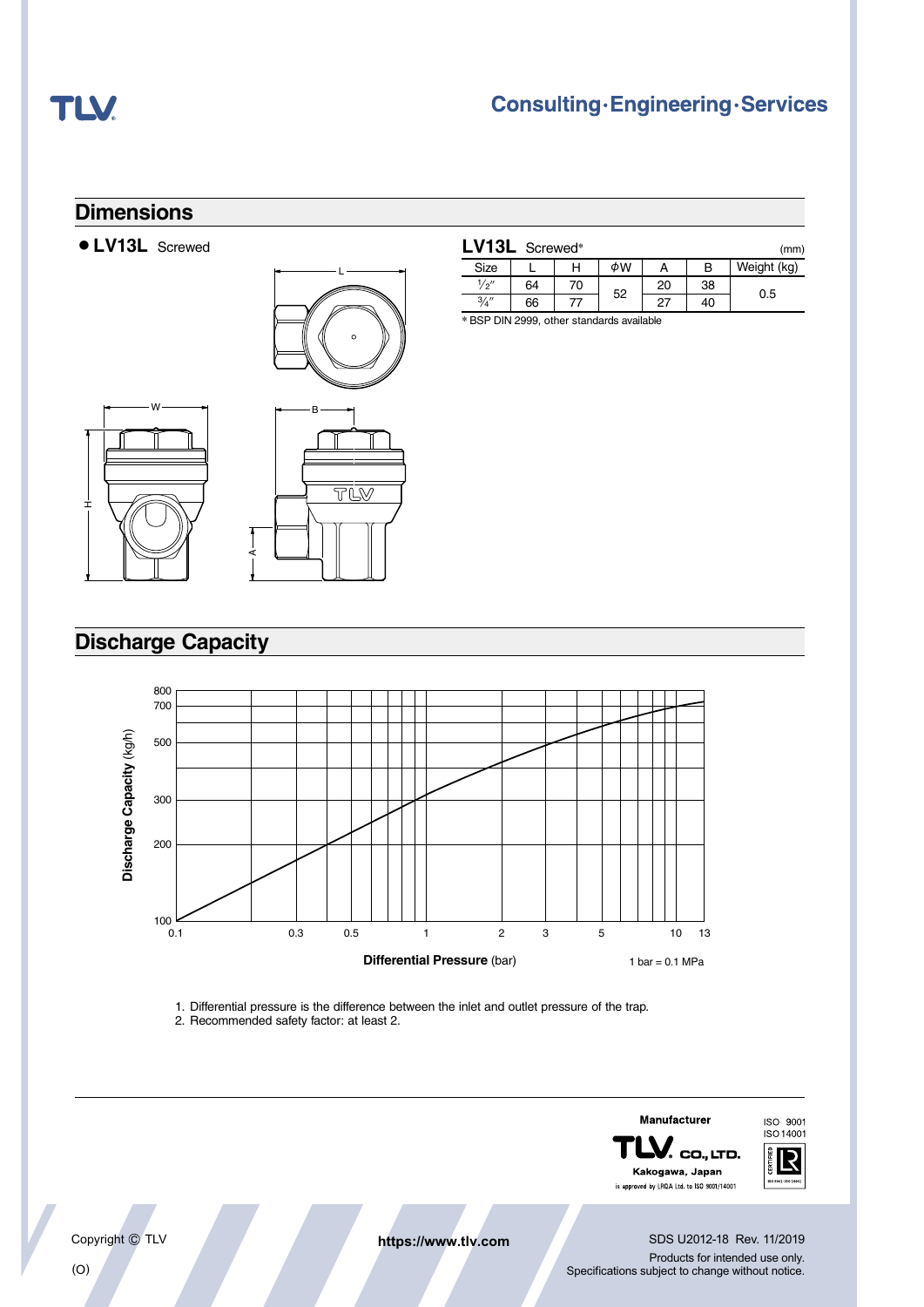## Dimensions

● **LV13L** Screwed

L

W

H

B

A

**LV13L** Screwed* (mm)

| Size | L | H | ϕW | A | B | Weight (kg) |
|---|---|---|---|---|---|---|
| ½″ | 64 | 70 | 52 | 20 | 38 | 0.5 |
| ¾″ | 66 | 77 | | 27 | 40 | |

\* BSP DIN 2999, other standards available

## Discharge Capacity

**Discharge Capacity** (kg/h)

800
700
500
300
200
100

0.1
0.3
0.5
1
2
3
5
10
13

**Differential Pressure** (bar)

1 bar = 0.1 MPa

1. Differential pressure is the difference between the inlet and outlet pressure of the trap.
2. Recommended safety factor: at least 2.

**Manufacturer**

**TLV. CO., LTD.**

**Kakogawa, Japan**

is approved by LRQA Ltd. to ISO 9001/14001

ISO 9001
ISO 14001

Copyright © TLV

(O)

**https://www.tlv.com**

SDS U2012-18 Rev. 11/2019

Products for intended use only.
Specifications subject to change without notice.